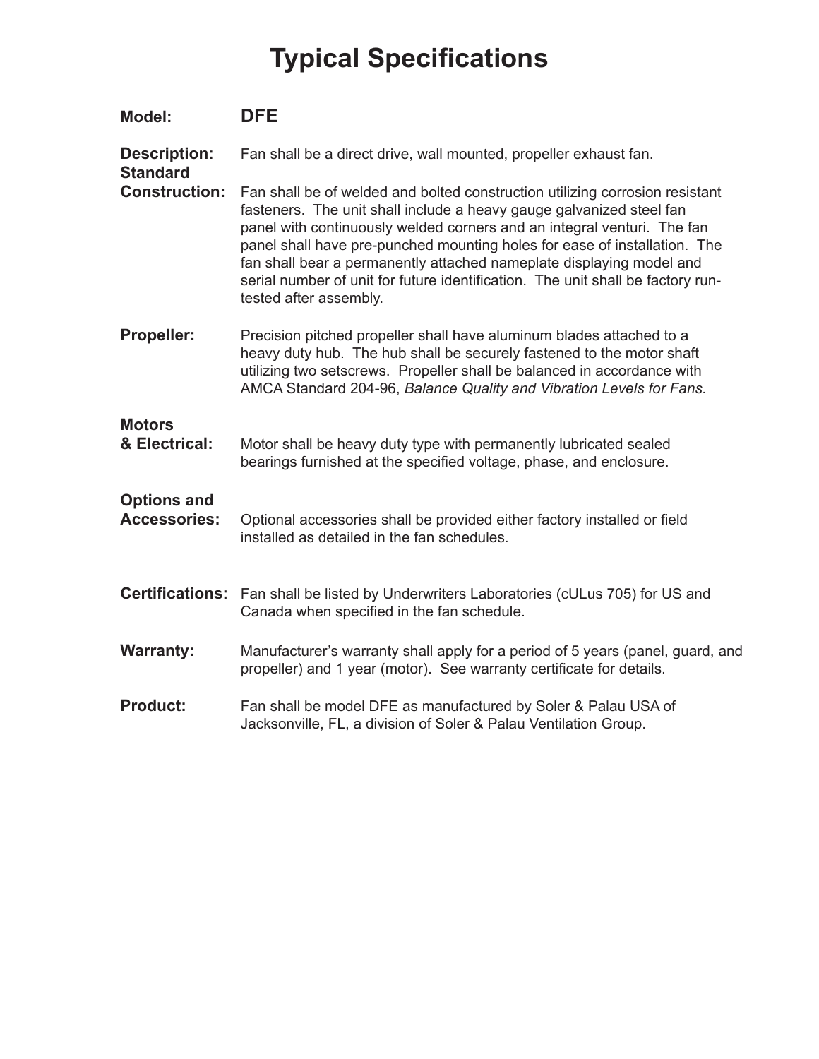# Typical Specifications

**Model:** **DFE**

**Description:** Fan shall be a direct drive, wall mounted, propeller exhaust fan.

**Standard Construction:** Fan shall be of welded and bolted construction utilizing corrosion resistant fasteners. The unit shall include a heavy gauge galvanized steel fan panel with continuously welded corners and an integral venturi. The fan panel shall have pre-punched mounting holes for ease of installation. The fan shall bear a permanently attached nameplate displaying model and serial number of unit for future identification. The unit shall be factory run-tested after assembly.

**Propeller:** Precision pitched propeller shall have aluminum blades attached to a heavy duty hub. The hub shall be securely fastened to the motor shaft utilizing two setscrews. Propeller shall be balanced in accordance with AMCA Standard 204-96, *Balance Quality and Vibration Levels for Fans.*

**Motors & Electrical:** Motor shall be heavy duty type with permanently lubricated sealed bearings furnished at the specified voltage, phase, and enclosure.

**Options and Accessories:** Optional accessories shall be provided either factory installed or field installed as detailed in the fan schedules.

**Certifications:** Fan shall be listed by Underwriters Laboratories (cULus 705) for US and Canada when specified in the fan schedule.

**Warranty:** Manufacturer's warranty shall apply for a period of 5 years (panel, guard, and propeller) and 1 year (motor). See warranty certificate for details.

**Product:** Fan shall be model DFE as manufactured by Soler & Palau USA of Jacksonville, FL, a division of Soler & Palau Ventilation Group.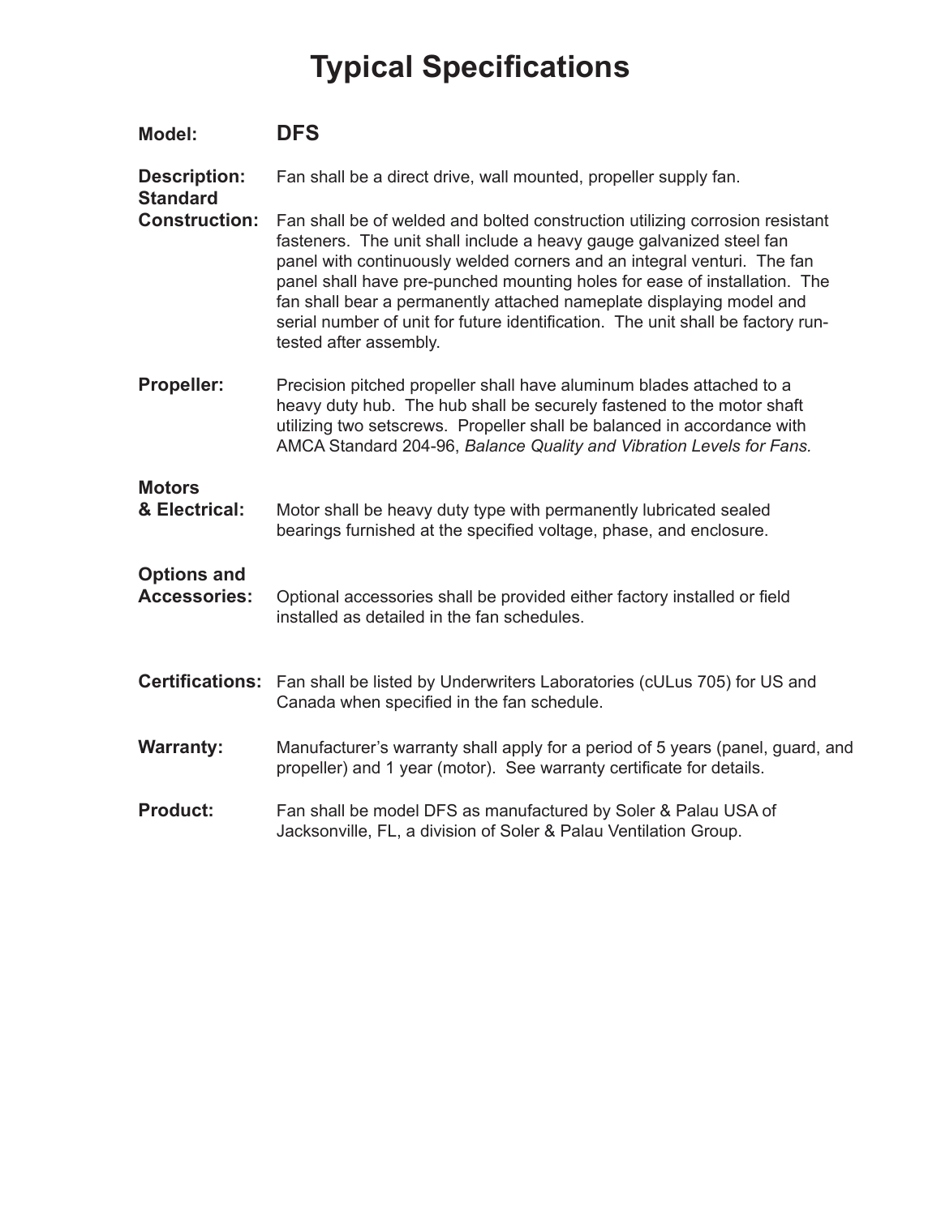# Typical Specifications

**Model:** **DFS**

**Description:** Fan shall be a direct drive, wall mounted, propeller supply fan.

**Standard Construction:** Fan shall be of welded and bolted construction utilizing corrosion resistant fasteners. The unit shall include a heavy gauge galvanized steel fan panel with continuously welded corners and an integral venturi. The fan panel shall have pre-punched mounting holes for ease of installation. The fan shall bear a permanently attached nameplate displaying model and serial number of unit for future identification. The unit shall be factory run-tested after assembly.

**Propeller:** Precision pitched propeller shall have aluminum blades attached to a heavy duty hub. The hub shall be securely fastened to the motor shaft utilizing two setscrews. Propeller shall be balanced in accordance with AMCA Standard 204-96, *Balance Quality and Vibration Levels for Fans.*

**Motors & Electrical:** Motor shall be heavy duty type with permanently lubricated sealed bearings furnished at the specified voltage, phase, and enclosure.

**Options and Accessories:** Optional accessories shall be provided either factory installed or field installed as detailed in the fan schedules.

**Certifications:** Fan shall be listed by Underwriters Laboratories (cULus 705) for US and Canada when specified in the fan schedule.

**Warranty:** Manufacturer's warranty shall apply for a period of 5 years (panel, guard, and propeller) and 1 year (motor). See warranty certificate for details.

**Product:** Fan shall be model DFS as manufactured by Soler & Palau USA of Jacksonville, FL, a division of Soler & Palau Ventilation Group.